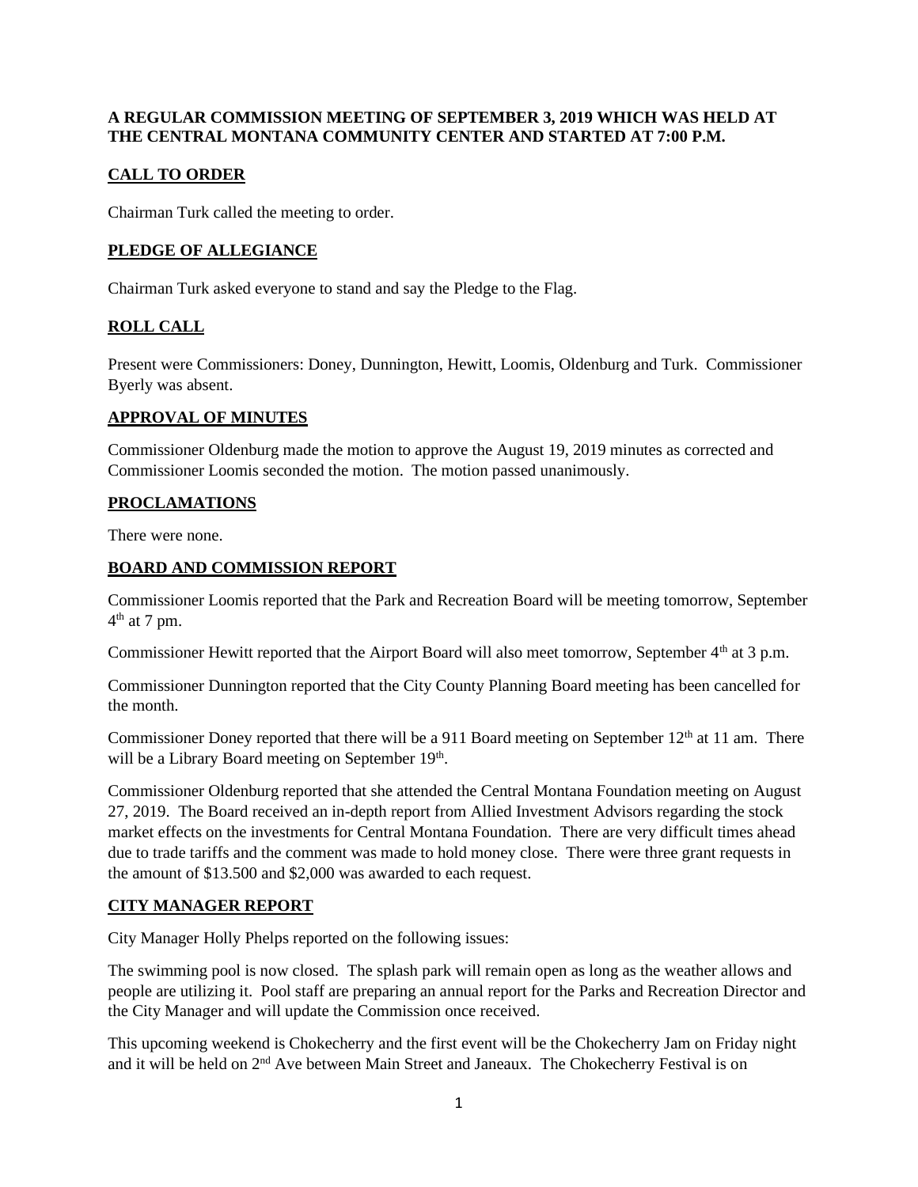**A REGULAR COMMISSION MEETING OF SEPTEMBER 3, 2019 WHICH WAS HELD AT THE CENTRAL MONTANA COMMUNITY CENTER AND STARTED AT 7:00 P.M.**

## CALL TO ORDER

Chairman Turk called the meeting to order.

## PLEDGE OF ALLEGIANCE

Chairman Turk asked everyone to stand and say the Pledge to the Flag.

## ROLL CALL

Present were Commissioners: Doney, Dunnington, Hewitt, Loomis, Oldenburg and Turk. Commissioner Byerly was absent.

## APPROVAL OF MINUTES

Commissioner Oldenburg made the motion to approve the August 19, 2019 minutes as corrected and Commissioner Loomis seconded the motion. The motion passed unanimously.

## PROCLAMATIONS

There were none.

## BOARD AND COMMISSION REPORT

Commissioner Loomis reported that the Park and Recreation Board will be meeting tomorrow, September 4th at 7 pm.

Commissioner Hewitt reported that the Airport Board will also meet tomorrow, September 4th at 3 p.m.

Commissioner Dunnington reported that the City County Planning Board meeting has been cancelled for the month.

Commissioner Doney reported that there will be a 911 Board meeting on September 12th at 11 am. There will be a Library Board meeting on September 19th.

Commissioner Oldenburg reported that she attended the Central Montana Foundation meeting on August 27, 2019. The Board received an in-depth report from Allied Investment Advisors regarding the stock market effects on the investments for Central Montana Foundation. There are very difficult times ahead due to trade tariffs and the comment was made to hold money close. There were three grant requests in the amount of $13.500 and $2,000 was awarded to each request.

## CITY MANAGER REPORT

City Manager Holly Phelps reported on the following issues:

The swimming pool is now closed. The splash park will remain open as long as the weather allows and people are utilizing it. Pool staff are preparing an annual report for the Parks and Recreation Director and the City Manager and will update the Commission once received.

This upcoming weekend is Chokecherry and the first event will be the Chokecherry Jam on Friday night and it will be held on 2nd Ave between Main Street and Janeaux. The Chokecherry Festival is on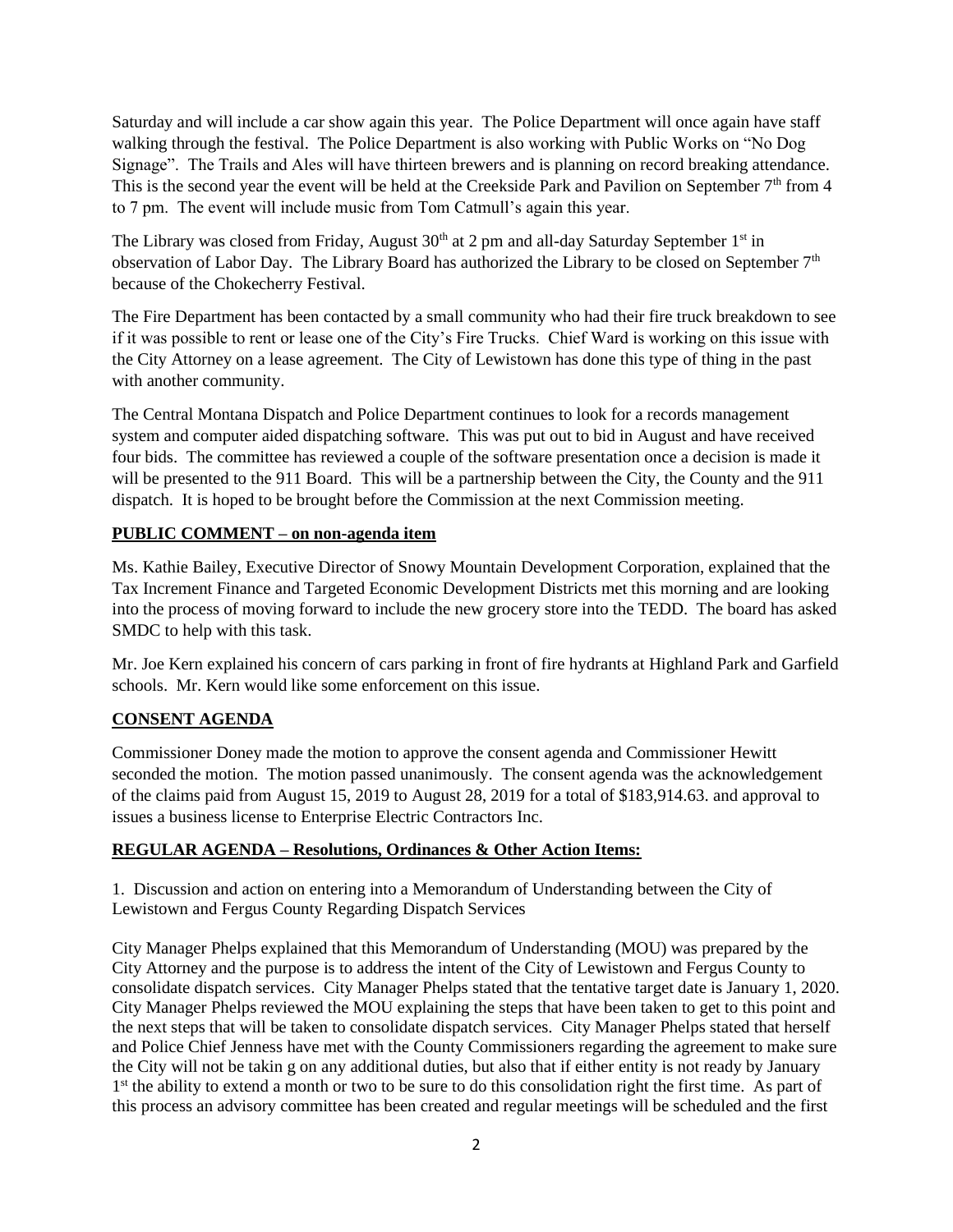Saturday and will include a car show again this year. The Police Department will once again have staff walking through the festival. The Police Department is also working with Public Works on "No Dog Signage". The Trails and Ales will have thirteen brewers and is planning on record breaking attendance. This is the second year the event will be held at the Creekside Park and Pavilion on September 7th from 4 to 7 pm. The event will include music from Tom Catmull's again this year.

The Library was closed from Friday, August 30th at 2 pm and all-day Saturday September 1st in observation of Labor Day. The Library Board has authorized the Library to be closed on September 7th because of the Chokecherry Festival.

The Fire Department has been contacted by a small community who had their fire truck breakdown to see if it was possible to rent or lease one of the City's Fire Trucks. Chief Ward is working on this issue with the City Attorney on a lease agreement. The City of Lewistown has done this type of thing in the past with another community.

The Central Montana Dispatch and Police Department continues to look for a records management system and computer aided dispatching software. This was put out to bid in August and have received four bids. The committee has reviewed a couple of the software presentation once a decision is made it will be presented to the 911 Board. This will be a partnership between the City, the County and the 911 dispatch. It is hoped to be brought before the Commission at the next Commission meeting.

**PUBLIC COMMENT – on non-agenda item**

Ms. Kathie Bailey, Executive Director of Snowy Mountain Development Corporation, explained that the Tax Increment Finance and Targeted Economic Development Districts met this morning and are looking into the process of moving forward to include the new grocery store into the TEDD. The board has asked SMDC to help with this task.

Mr. Joe Kern explained his concern of cars parking in front of fire hydrants at Highland Park and Garfield schools. Mr. Kern would like some enforcement on this issue.

**CONSENT AGENDA**

Commissioner Doney made the motion to approve the consent agenda and Commissioner Hewitt seconded the motion. The motion passed unanimously. The consent agenda was the acknowledgement of the claims paid from August 15, 2019 to August 28, 2019 for a total of $183,914.63. and approval to issues a business license to Enterprise Electric Contractors Inc.

**REGULAR AGENDA – Resolutions, Ordinances & Other Action Items:**

1. Discussion and action on entering into a Memorandum of Understanding between the City of Lewistown and Fergus County Regarding Dispatch Services

City Manager Phelps explained that this Memorandum of Understanding (MOU) was prepared by the City Attorney and the purpose is to address the intent of the City of Lewistown and Fergus County to consolidate dispatch services. City Manager Phelps stated that the tentative target date is January 1, 2020. City Manager Phelps reviewed the MOU explaining the steps that have been taken to get to this point and the next steps that will be taken to consolidate dispatch services. City Manager Phelps stated that herself and Police Chief Jenness have met with the County Commissioners regarding the agreement to make sure the City will not be takin g on any additional duties, but also that if either entity is not ready by January 1st the ability to extend a month or two to be sure to do this consolidation right the first time. As part of this process an advisory committee has been created and regular meetings will be scheduled and the first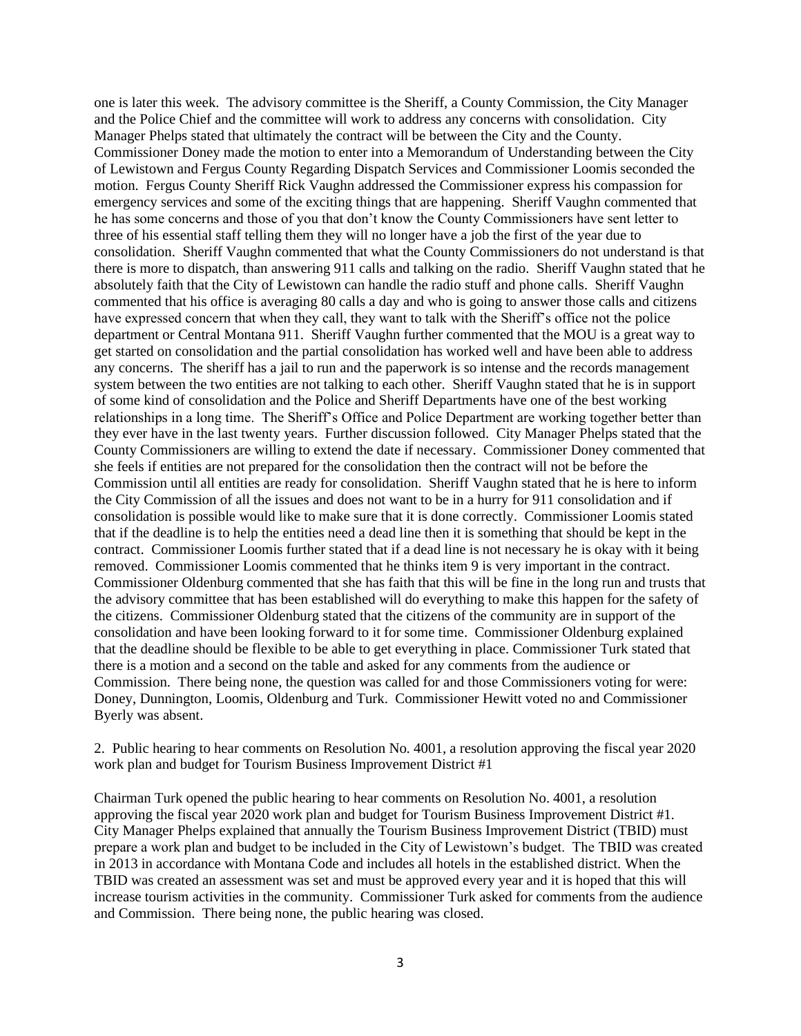one is later this week. The advisory committee is the Sheriff, a County Commission, the City Manager and the Police Chief and the committee will work to address any concerns with consolidation. City Manager Phelps stated that ultimately the contract will be between the City and the County. Commissioner Doney made the motion to enter into a Memorandum of Understanding between the City of Lewistown and Fergus County Regarding Dispatch Services and Commissioner Loomis seconded the motion. Fergus County Sheriff Rick Vaughn addressed the Commissioner express his compassion for emergency services and some of the exciting things that are happening. Sheriff Vaughn commented that he has some concerns and those of you that don't know the County Commissioners have sent letter to three of his essential staff telling them they will no longer have a job the first of the year due to consolidation. Sheriff Vaughn commented that what the County Commissioners do not understand is that there is more to dispatch, than answering 911 calls and talking on the radio. Sheriff Vaughn stated that he absolutely faith that the City of Lewistown can handle the radio stuff and phone calls. Sheriff Vaughn commented that his office is averaging 80 calls a day and who is going to answer those calls and citizens have expressed concern that when they call, they want to talk with the Sheriff's office not the police department or Central Montana 911. Sheriff Vaughn further commented that the MOU is a great way to get started on consolidation and the partial consolidation has worked well and have been able to address any concerns. The sheriff has a jail to run and the paperwork is so intense and the records management system between the two entities are not talking to each other. Sheriff Vaughn stated that he is in support of some kind of consolidation and the Police and Sheriff Departments have one of the best working relationships in a long time. The Sheriff's Office and Police Department are working together better than they ever have in the last twenty years. Further discussion followed. City Manager Phelps stated that the County Commissioners are willing to extend the date if necessary. Commissioner Doney commented that she feels if entities are not prepared for the consolidation then the contract will not be before the Commission until all entities are ready for consolidation. Sheriff Vaughn stated that he is here to inform the City Commission of all the issues and does not want to be in a hurry for 911 consolidation and if consolidation is possible would like to make sure that it is done correctly. Commissioner Loomis stated that if the deadline is to help the entities need a dead line then it is something that should be kept in the contract. Commissioner Loomis further stated that if a dead line is not necessary he is okay with it being removed. Commissioner Loomis commented that he thinks item 9 is very important in the contract. Commissioner Oldenburg commented that she has faith that this will be fine in the long run and trusts that the advisory committee that has been established will do everything to make this happen for the safety of the citizens. Commissioner Oldenburg stated that the citizens of the community are in support of the consolidation and have been looking forward to it for some time. Commissioner Oldenburg explained that the deadline should be flexible to be able to get everything in place. Commissioner Turk stated that there is a motion and a second on the table and asked for any comments from the audience or Commission. There being none, the question was called for and those Commissioners voting for were: Doney, Dunnington, Loomis, Oldenburg and Turk. Commissioner Hewitt voted no and Commissioner Byerly was absent.

2. Public hearing to hear comments on Resolution No. 4001, a resolution approving the fiscal year 2020 work plan and budget for Tourism Business Improvement District #1

Chairman Turk opened the public hearing to hear comments on Resolution No. 4001, a resolution approving the fiscal year 2020 work plan and budget for Tourism Business Improvement District #1. City Manager Phelps explained that annually the Tourism Business Improvement District (TBID) must prepare a work plan and budget to be included in the City of Lewistown's budget. The TBID was created in 2013 in accordance with Montana Code and includes all hotels in the established district. When the TBID was created an assessment was set and must be approved every year and it is hoped that this will increase tourism activities in the community. Commissioner Turk asked for comments from the audience and Commission. There being none, the public hearing was closed.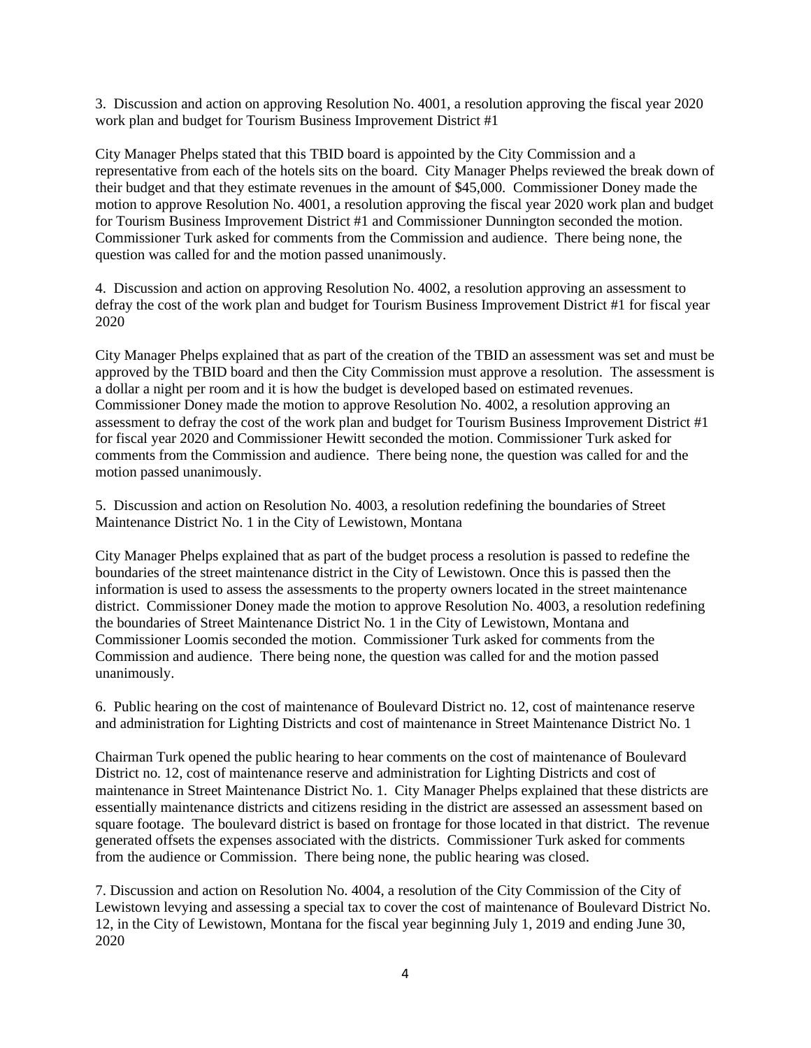3. Discussion and action on approving Resolution No. 4001, a resolution approving the fiscal year 2020 work plan and budget for Tourism Business Improvement District #1

City Manager Phelps stated that this TBID board is appointed by the City Commission and a representative from each of the hotels sits on the board. City Manager Phelps reviewed the break down of their budget and that they estimate revenues in the amount of $45,000. Commissioner Doney made the motion to approve Resolution No. 4001, a resolution approving the fiscal year 2020 work plan and budget for Tourism Business Improvement District #1 and Commissioner Dunnington seconded the motion. Commissioner Turk asked for comments from the Commission and audience. There being none, the question was called for and the motion passed unanimously.

4. Discussion and action on approving Resolution No. 4002, a resolution approving an assessment to defray the cost of the work plan and budget for Tourism Business Improvement District #1 for fiscal year 2020

City Manager Phelps explained that as part of the creation of the TBID an assessment was set and must be approved by the TBID board and then the City Commission must approve a resolution. The assessment is a dollar a night per room and it is how the budget is developed based on estimated revenues. Commissioner Doney made the motion to approve Resolution No. 4002, a resolution approving an assessment to defray the cost of the work plan and budget for Tourism Business Improvement District #1 for fiscal year 2020 and Commissioner Hewitt seconded the motion. Commissioner Turk asked for comments from the Commission and audience. There being none, the question was called for and the motion passed unanimously.

5. Discussion and action on Resolution No. 4003, a resolution redefining the boundaries of Street Maintenance District No. 1 in the City of Lewistown, Montana

City Manager Phelps explained that as part of the budget process a resolution is passed to redefine the boundaries of the street maintenance district in the City of Lewistown. Once this is passed then the information is used to assess the assessments to the property owners located in the street maintenance district. Commissioner Doney made the motion to approve Resolution No. 4003, a resolution redefining the boundaries of Street Maintenance District No. 1 in the City of Lewistown, Montana and Commissioner Loomis seconded the motion. Commissioner Turk asked for comments from the Commission and audience. There being none, the question was called for and the motion passed unanimously.

6. Public hearing on the cost of maintenance of Boulevard District no. 12, cost of maintenance reserve and administration for Lighting Districts and cost of maintenance in Street Maintenance District No. 1

Chairman Turk opened the public hearing to hear comments on the cost of maintenance of Boulevard District no. 12, cost of maintenance reserve and administration for Lighting Districts and cost of maintenance in Street Maintenance District No. 1. City Manager Phelps explained that these districts are essentially maintenance districts and citizens residing in the district are assessed an assessment based on square footage. The boulevard district is based on frontage for those located in that district. The revenue generated offsets the expenses associated with the districts. Commissioner Turk asked for comments from the audience or Commission. There being none, the public hearing was closed.

7. Discussion and action on Resolution No. 4004, a resolution of the City Commission of the City of Lewistown levying and assessing a special tax to cover the cost of maintenance of Boulevard District No. 12, in the City of Lewistown, Montana for the fiscal year beginning July 1, 2019 and ending June 30, 2020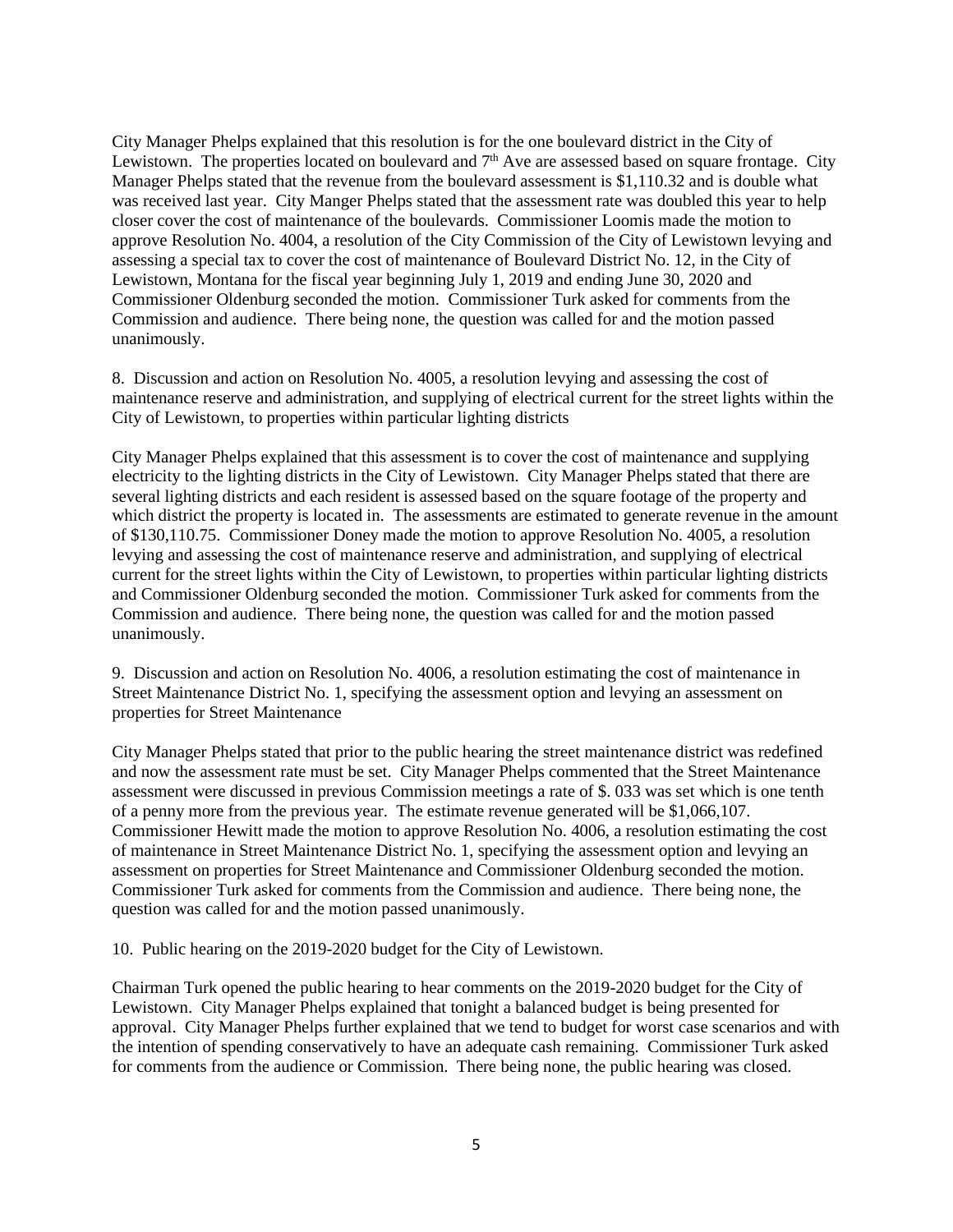City Manager Phelps explained that this resolution is for the one boulevard district in the City of Lewistown. The properties located on boulevard and 7th Ave are assessed based on square frontage. City Manager Phelps stated that the revenue from the boulevard assessment is $1,110.32 and is double what was received last year. City Manger Phelps stated that the assessment rate was doubled this year to help closer cover the cost of maintenance of the boulevards. Commissioner Loomis made the motion to approve Resolution No. 4004, a resolution of the City Commission of the City of Lewistown levying and assessing a special tax to cover the cost of maintenance of Boulevard District No. 12, in the City of Lewistown, Montana for the fiscal year beginning July 1, 2019 and ending June 30, 2020 and Commissioner Oldenburg seconded the motion. Commissioner Turk asked for comments from the Commission and audience. There being none, the question was called for and the motion passed unanimously.

8. Discussion and action on Resolution No. 4005, a resolution levying and assessing the cost of maintenance reserve and administration, and supplying of electrical current for the street lights within the City of Lewistown, to properties within particular lighting districts

City Manager Phelps explained that this assessment is to cover the cost of maintenance and supplying electricity to the lighting districts in the City of Lewistown. City Manager Phelps stated that there are several lighting districts and each resident is assessed based on the square footage of the property and which district the property is located in. The assessments are estimated to generate revenue in the amount of $130,110.75. Commissioner Doney made the motion to approve Resolution No. 4005, a resolution levying and assessing the cost of maintenance reserve and administration, and supplying of electrical current for the street lights within the City of Lewistown, to properties within particular lighting districts and Commissioner Oldenburg seconded the motion. Commissioner Turk asked for comments from the Commission and audience. There being none, the question was called for and the motion passed unanimously.

9. Discussion and action on Resolution No. 4006, a resolution estimating the cost of maintenance in Street Maintenance District No. 1, specifying the assessment option and levying an assessment on properties for Street Maintenance

City Manager Phelps stated that prior to the public hearing the street maintenance district was redefined and now the assessment rate must be set. City Manager Phelps commented that the Street Maintenance assessment were discussed in previous Commission meetings a rate of $. 033 was set which is one tenth of a penny more from the previous year. The estimate revenue generated will be $1,066,107. Commissioner Hewitt made the motion to approve Resolution No. 4006, a resolution estimating the cost of maintenance in Street Maintenance District No. 1, specifying the assessment option and levying an assessment on properties for Street Maintenance and Commissioner Oldenburg seconded the motion. Commissioner Turk asked for comments from the Commission and audience. There being none, the question was called for and the motion passed unanimously.

10. Public hearing on the 2019-2020 budget for the City of Lewistown.

Chairman Turk opened the public hearing to hear comments on the 2019-2020 budget for the City of Lewistown. City Manager Phelps explained that tonight a balanced budget is being presented for approval. City Manager Phelps further explained that we tend to budget for worst case scenarios and with the intention of spending conservatively to have an adequate cash remaining. Commissioner Turk asked for comments from the audience or Commission. There being none, the public hearing was closed.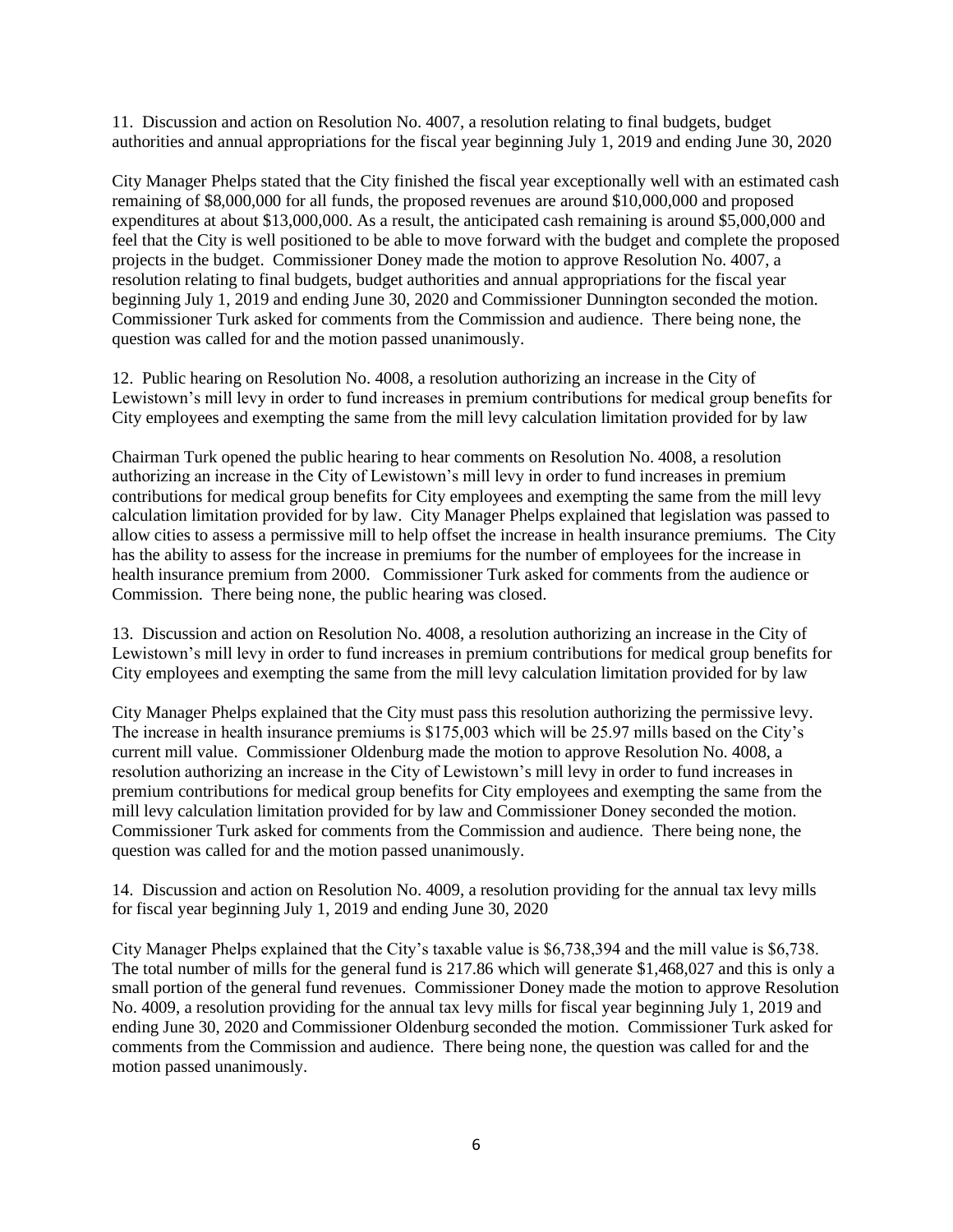11. Discussion and action on Resolution No. 4007, a resolution relating to final budgets, budget authorities and annual appropriations for the fiscal year beginning July 1, 2019 and ending June 30, 2020

City Manager Phelps stated that the City finished the fiscal year exceptionally well with an estimated cash remaining of $8,000,000 for all funds, the proposed revenues are around $10,000,000 and proposed expenditures at about $13,000,000. As a result, the anticipated cash remaining is around $5,000,000 and feel that the City is well positioned to be able to move forward with the budget and complete the proposed projects in the budget. Commissioner Doney made the motion to approve Resolution No. 4007, a resolution relating to final budgets, budget authorities and annual appropriations for the fiscal year beginning July 1, 2019 and ending June 30, 2020 and Commissioner Dunnington seconded the motion. Commissioner Turk asked for comments from the Commission and audience. There being none, the question was called for and the motion passed unanimously.

12. Public hearing on Resolution No. 4008, a resolution authorizing an increase in the City of Lewistown's mill levy in order to fund increases in premium contributions for medical group benefits for City employees and exempting the same from the mill levy calculation limitation provided for by law

Chairman Turk opened the public hearing to hear comments on Resolution No. 4008, a resolution authorizing an increase in the City of Lewistown's mill levy in order to fund increases in premium contributions for medical group benefits for City employees and exempting the same from the mill levy calculation limitation provided for by law. City Manager Phelps explained that legislation was passed to allow cities to assess a permissive mill to help offset the increase in health insurance premiums. The City has the ability to assess for the increase in premiums for the number of employees for the increase in health insurance premium from 2000. Commissioner Turk asked for comments from the audience or Commission. There being none, the public hearing was closed.

13. Discussion and action on Resolution No. 4008, a resolution authorizing an increase in the City of Lewistown's mill levy in order to fund increases in premium contributions for medical group benefits for City employees and exempting the same from the mill levy calculation limitation provided for by law

City Manager Phelps explained that the City must pass this resolution authorizing the permissive levy. The increase in health insurance premiums is $175,003 which will be 25.97 mills based on the City's current mill value. Commissioner Oldenburg made the motion to approve Resolution No. 4008, a resolution authorizing an increase in the City of Lewistown's mill levy in order to fund increases in premium contributions for medical group benefits for City employees and exempting the same from the mill levy calculation limitation provided for by law and Commissioner Doney seconded the motion. Commissioner Turk asked for comments from the Commission and audience. There being none, the question was called for and the motion passed unanimously.

14. Discussion and action on Resolution No. 4009, a resolution providing for the annual tax levy mills for fiscal year beginning July 1, 2019 and ending June 30, 2020

City Manager Phelps explained that the City's taxable value is $6,738,394 and the mill value is $6,738. The total number of mills for the general fund is 217.86 which will generate $1,468,027 and this is only a small portion of the general fund revenues. Commissioner Doney made the motion to approve Resolution No. 4009, a resolution providing for the annual tax levy mills for fiscal year beginning July 1, 2019 and ending June 30, 2020 and Commissioner Oldenburg seconded the motion. Commissioner Turk asked for comments from the Commission and audience. There being none, the question was called for and the motion passed unanimously.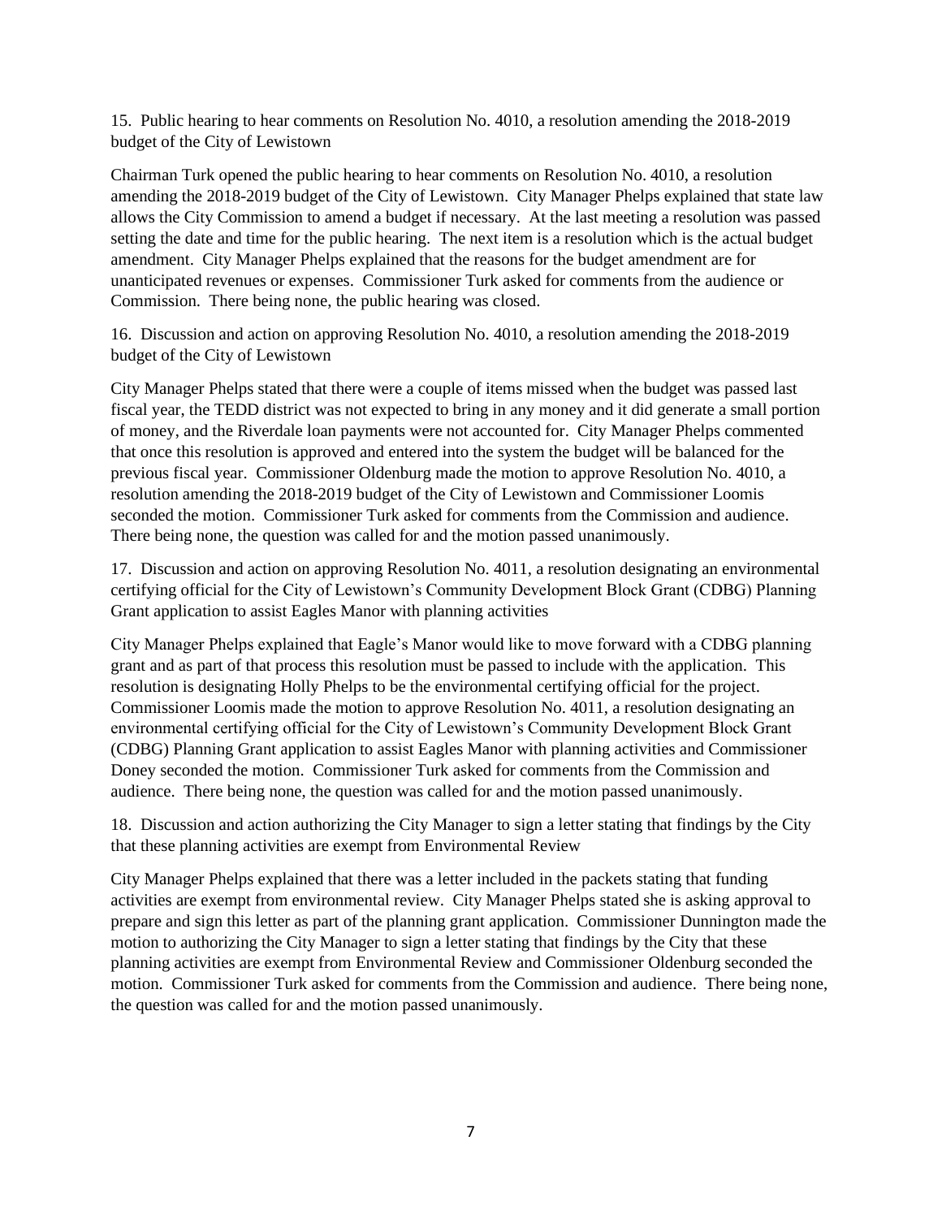15. Public hearing to hear comments on Resolution No. 4010, a resolution amending the 2018-2019 budget of the City of Lewistown

Chairman Turk opened the public hearing to hear comments on Resolution No. 4010, a resolution amending the 2018-2019 budget of the City of Lewistown. City Manager Phelps explained that state law allows the City Commission to amend a budget if necessary. At the last meeting a resolution was passed setting the date and time for the public hearing. The next item is a resolution which is the actual budget amendment. City Manager Phelps explained that the reasons for the budget amendment are for unanticipated revenues or expenses. Commissioner Turk asked for comments from the audience or Commission. There being none, the public hearing was closed.

16. Discussion and action on approving Resolution No. 4010, a resolution amending the 2018-2019 budget of the City of Lewistown

City Manager Phelps stated that there were a couple of items missed when the budget was passed last fiscal year, the TEDD district was not expected to bring in any money and it did generate a small portion of money, and the Riverdale loan payments were not accounted for. City Manager Phelps commented that once this resolution is approved and entered into the system the budget will be balanced for the previous fiscal year. Commissioner Oldenburg made the motion to approve Resolution No. 4010, a resolution amending the 2018-2019 budget of the City of Lewistown and Commissioner Loomis seconded the motion. Commissioner Turk asked for comments from the Commission and audience. There being none, the question was called for and the motion passed unanimously.

17. Discussion and action on approving Resolution No. 4011, a resolution designating an environmental certifying official for the City of Lewistown's Community Development Block Grant (CDBG) Planning Grant application to assist Eagles Manor with planning activities

City Manager Phelps explained that Eagle's Manor would like to move forward with a CDBG planning grant and as part of that process this resolution must be passed to include with the application. This resolution is designating Holly Phelps to be the environmental certifying official for the project. Commissioner Loomis made the motion to approve Resolution No. 4011, a resolution designating an environmental certifying official for the City of Lewistown's Community Development Block Grant (CDBG) Planning Grant application to assist Eagles Manor with planning activities and Commissioner Doney seconded the motion. Commissioner Turk asked for comments from the Commission and audience. There being none, the question was called for and the motion passed unanimously.

18. Discussion and action authorizing the City Manager to sign a letter stating that findings by the City that these planning activities are exempt from Environmental Review

City Manager Phelps explained that there was a letter included in the packets stating that funding activities are exempt from environmental review. City Manager Phelps stated she is asking approval to prepare and sign this letter as part of the planning grant application. Commissioner Dunnington made the motion to authorizing the City Manager to sign a letter stating that findings by the City that these planning activities are exempt from Environmental Review and Commissioner Oldenburg seconded the motion. Commissioner Turk asked for comments from the Commission and audience. There being none, the question was called for and the motion passed unanimously.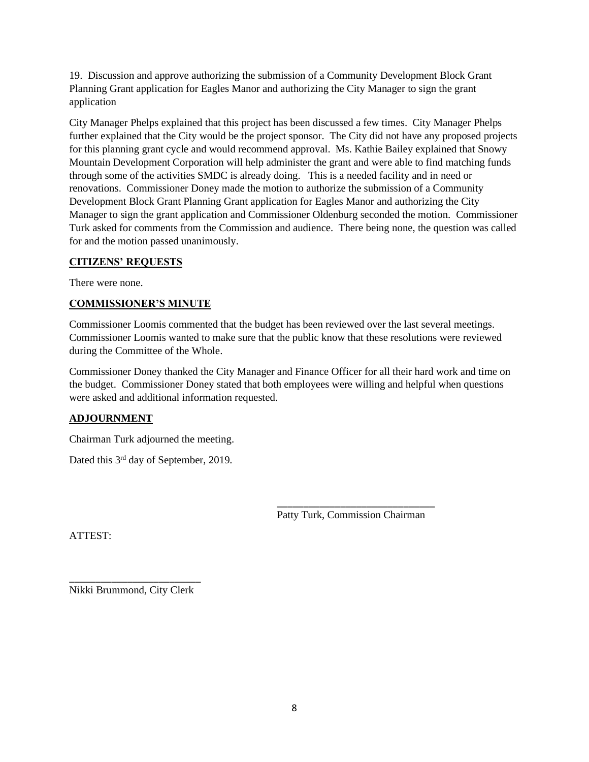19. Discussion and approve authorizing the submission of a Community Development Block Grant Planning Grant application for Eagles Manor and authorizing the City Manager to sign the grant application

City Manager Phelps explained that this project has been discussed a few times. City Manager Phelps further explained that the City would be the project sponsor. The City did not have any proposed projects for this planning grant cycle and would recommend approval. Ms. Kathie Bailey explained that Snowy Mountain Development Corporation will help administer the grant and were able to find matching funds through some of the activities SMDC is already doing. This is a needed facility and in need or renovations. Commissioner Doney made the motion to authorize the submission of a Community Development Block Grant Planning Grant application for Eagles Manor and authorizing the City Manager to sign the grant application and Commissioner Oldenburg seconded the motion. Commissioner Turk asked for comments from the Commission and audience. There being none, the question was called for and the motion passed unanimously.

**CITIZENS' REQUESTS**

There were none.

**COMMISSIONER'S MINUTE**

Commissioner Loomis commented that the budget has been reviewed over the last several meetings. Commissioner Loomis wanted to make sure that the public know that these resolutions were reviewed during the Committee of the Whole.

Commissioner Doney thanked the City Manager and Finance Officer for all their hard work and time on the budget. Commissioner Doney stated that both employees were willing and helpful when questions were asked and additional information requested.

**ADJOURNMENT**

Chairman Turk adjourned the meeting.

Dated this 3rd day of September, 2019.

\_\_\_\_\_\_\_\_\_\_\_\_\_\_\_\_\_\_\_\_\_\_\_\_\_\_\_\_\_\_
Patty Turk, Commission Chairman

ATTEST:

\_\_\_\_\_\_\_\_\_\_\_\_\_\_\_\_\_\_\_\_\_\_\_\_\_
Nikki Brummond, City Clerk